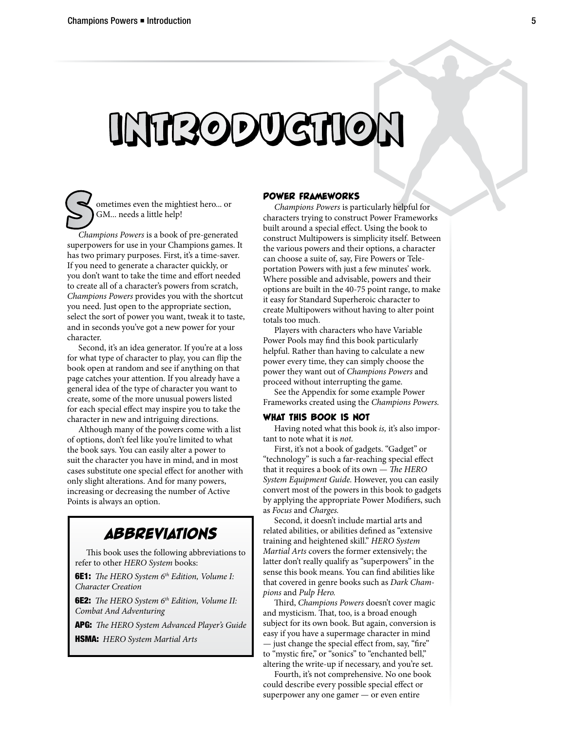# INTRODUCTION

Sometimes even the mightiest hero... or GM... needs a little help!

*Champions Powers* is a book of pre-generated superpowers for use in your Champions games. It has two primary purposes. First, it's a time-saver. If you need to generate a character quickly, or you don't want to take the time and effort needed to create all of a character's powers from scratch, *Champions Powers* provides you with the shortcut you need. Just open to the appropriate section, select the sort of power you want, tweak it to taste, and in seconds you've got a new power for your character.

Second, it's an idea generator. If you're at a loss for what type of character to play, you can flip the book open at random and see if anything on that page catches your attention. If you already have a general idea of the type of character you want to create, some of the more unusual powers listed for each special effect may inspire you to take the character in new and intriguing directions.

Although many of the powers come with a list of options, don't feel like you're limited to what the book says. You can easily alter a power to suit the character you have in mind, and in most cases substitute one special effect for another with only slight alterations. And for many powers, increasing or decreasing the number of Active Points is always an option.

> ## *ABBREVIATIONS*
>
> This book uses the following abbreviations to refer to other *HERO System* books:
>
> **6E1:** *The HERO System 6th Edition, Volume I: Character Creation*
>
> **6E2:** *The HERO System 6th Edition, Volume II: Combat And Adventuring*
>
> **APG:** *The HERO System Advanced Player's Guide*
>
> **HSMA:** *HERO System Martial Arts*

### POWER FRAMEWORKS

*Champions Powers* is particularly helpful for characters trying to construct Power Frameworks built around a special effect. Using the book to construct Multipowers is simplicity itself. Between the various powers and their options, a character can choose a suite of, say, Fire Powers or Teleportation Powers with just a few minutes' work. Where possible and advisable, powers and their options are built in the 40-75 point range, to make it easy for Standard Superheroic character to create Multipowers without having to alter point totals too much.

Players with characters who have Variable Power Pools may find this book particularly helpful. Rather than having to calculate a new power every time, they can simply choose the power they want out of *Champions Powers* and proceed without interrupting the game.

See the Appendix for some example Power Frameworks created using the *Champions Powers.*

### WHAT THIS BOOK IS NOT

Having noted what this book *is,* it's also important to note what it is *not.*

First, it's not a book of gadgets. "Gadget" or "technology" is such a far-reaching special effect that it requires a book of its own — *The HERO System Equipment Guide.* However, you can easily convert most of the powers in this book to gadgets by applying the appropriate Power Modifiers, such as *Focus* and *Charges.*

Second, it doesn't include martial arts and related abilities, or abilities defined as "extensive training and heightened skill." *HERO System Martial Arts* covers the former extensively; the latter don't really qualify as "superpowers" in the sense this book means. You can find abilities like that covered in genre books such as *Dark Champions* and *Pulp Hero.*

Third, *Champions Powers* doesn't cover magic and mysticism. That, too, is a broad enough subject for its own book. But again, conversion is easy if you have a supermage character in mind — just change the special effect from, say, "fire" to "mystic fire," or "sonics" to "enchanted bell," altering the write-up if necessary, and you're set.

Fourth, it's not comprehensive. No one book could describe every possible special effect or superpower any one gamer — or even entire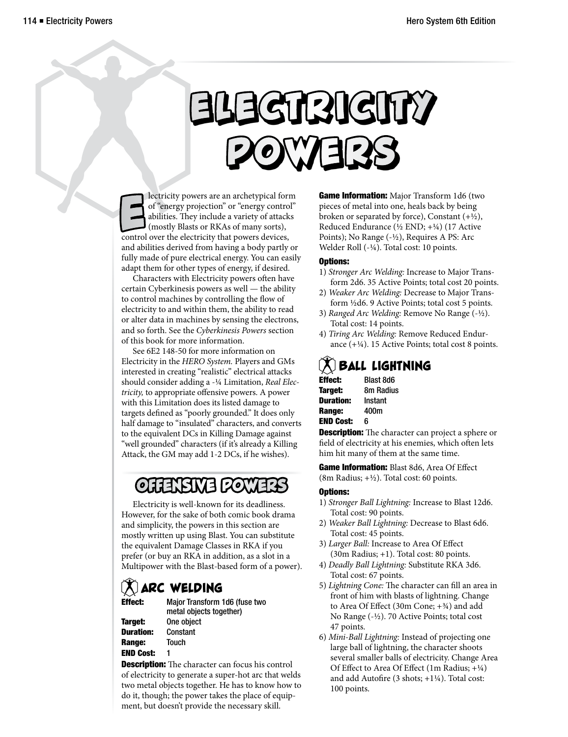# Electricity Powers

Electricity powers are an archetypical form of "energy projection" or "energy control" abilities. They include a variety of attacks (mostly Blasts or RKAs of many sorts), control over the electricity that powers devices, and abilities derived from having a body partly or fully made of pure electrical energy. You can easily adapt them for other types of energy, if desired.

Characters with Electricity powers often have certain Cyberkinesis powers as well — the ability to control machines by controlling the flow of electricity to and within them, the ability to read or alter data in machines by sensing the electrons, and so forth. See the *Cyberkinesis Powers* section of this book for more information.

See 6E2 148-50 for more information on Electricity in the *HERO System.* Players and GMs interested in creating "realistic" electrical attacks should consider adding a -¼ Limitation, *Real Electricity,* to appropriate offensive powers. A power with this Limitation does its listed damage to targets defined as "poorly grounded." It does only half damage to "insulated" characters, and converts to the equivalent DCs in Killing Damage against "well grounded" characters (if it's already a Killing Attack, the GM may add 1-2 DCs, if he wishes).

## Offensive Powers

Electricity is well-known for its deadliness. However, for the sake of both comic book drama and simplicity, the powers in this section are mostly written up using Blast. You can substitute the equivalent Damage Classes in RKA if you prefer (or buy an RKA in addition, as a slot in a Multipower with the Blast-based form of a power).

### Arc Welding

**Effect:** Major Transform 1d6 (fuse two metal objects together)
**Target:** One object
**Duration:** Constant
**Range:** Touch
**END Cost:** 1

**Description:** The character can focus his control of electricity to generate a super-hot arc that welds two metal objects together. He has to know how to do it, though; the power takes the place of equipment, but doesn't provide the necessary skill.

**Game Information:** Major Transform 1d6 (two pieces of metal into one, heals back by being broken or separated by force), Constant (+½), Reduced Endurance (½ END; +¼) (17 Active Points); No Range (-½), Requires A PS: Arc Welder Roll (-¼). Total cost: 10 points.

**Options:**

1) *Stronger Arc Welding:* Increase to Major Transform 2d6. 35 Active Points; total cost 20 points.
2) *Weaker Arc Welding:* Decrease to Major Transform ½d6. 9 Active Points; total cost 5 points.
3) *Ranged Arc Welding:* Remove No Range (-½). Total cost: 14 points.
4) *Tiring Arc Welding:* Remove Reduced Endurance (+¼). 15 Active Points; total cost 8 points.

### Ball Lightning

**Effect:** Blast 8d6
**Target:** 8m Radius
**Duration:** Instant
**Range:** 400m
**END Cost:** 6

**Description:** The character can project a sphere or field of electricity at his enemies, which often lets him hit many of them at the same time.

**Game Information:** Blast 8d6, Area Of Effect (8m Radius; +½). Total cost: 60 points.

**Options:**

1) *Stronger Ball Lightning:* Increase to Blast 12d6. Total cost: 90 points.
2) *Weaker Ball Lightning:* Decrease to Blast 6d6. Total cost: 45 points.
3) *Larger Ball:* Increase to Area Of Effect (30m Radius; +1). Total cost: 80 points.
4) *Deadly Ball Lightning:* Substitute RKA 3d6. Total cost: 67 points.
5) *Lightning Cone:* The character can fill an area in front of him with blasts of lightning. Change to Area Of Effect (30m Cone; +¾) and add No Range (-½). 70 Active Points; total cost 47 points.
6) *Mini-Ball Lightning:* Instead of projecting one large ball of lightning, the character shoots several smaller balls of electricity. Change Area Of Effect to Area Of Effect (1m Radius; +¼) and add Autofire (3 shots; +1¼). Total cost: 100 points.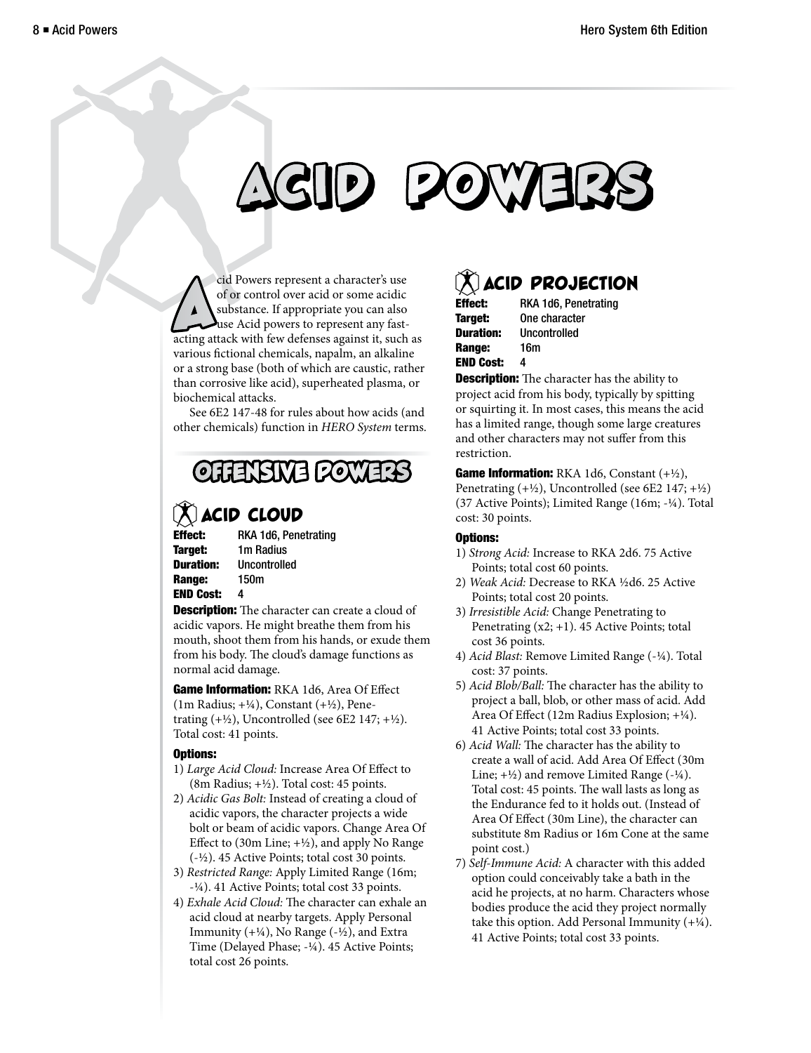# ACID POWERS

Acid Powers represent a character's use of or control over acid or some acidic substance. If appropriate you can also use Acid powers to represent any fast-acting attack with few defenses against it, such as various fictional chemicals, napalm, an alkaline or a strong base (both of which are caustic, rather than corrosive like acid), superheated plasma, or biochemical attacks.

See 6E2 147-48 for rules about how acids (and other chemicals) function in *HERO System* terms.

## OFFENSIVE POWERS

### ACID CLOUD

**Effect:** RKA 1d6, Penetrating
**Target:** 1m Radius
**Duration:** Uncontrolled
**Range:** 150m
**END Cost:** 4

**Description:** The character can create a cloud of acidic vapors. He might breathe them from his mouth, shoot them from his hands, or exude them from his body. The cloud's damage functions as normal acid damage.

**Game Information:** RKA 1d6, Area Of Effect (1m Radius; +¼), Constant (+½), Penetrating (+½), Uncontrolled (see 6E2 147; +½). Total cost: 41 points.

**Options:**

1) *Large Acid Cloud:* Increase Area Of Effect to (8m Radius; +½). Total cost: 45 points.
2) *Acidic Gas Bolt:* Instead of creating a cloud of acidic vapors, the character projects a wide bolt or beam of acidic vapors. Change Area Of Effect to (30m Line; +½), and apply No Range (-½). 45 Active Points; total cost 30 points.
3) *Restricted Range:* Apply Limited Range (16m; -¼). 41 Active Points; total cost 33 points.
4) *Exhale Acid Cloud:* The character can exhale an acid cloud at nearby targets. Apply Personal Immunity (+¼), No Range (-½), and Extra Time (Delayed Phase; -¼). 45 Active Points; total cost 26 points.

### ACID PROJECTION

**Effect:** RKA 1d6, Penetrating
**Target:** One character
**Duration:** Uncontrolled
**Range:** 16m
**END Cost:** 4

**Description:** The character has the ability to project acid from his body, typically by spitting or squirting it. In most cases, this means the acid has a limited range, though some large creatures and other characters may not suffer from this restriction.

**Game Information:** RKA 1d6, Constant (+½), Penetrating (+½), Uncontrolled (see 6E2 147; +½) (37 Active Points); Limited Range (16m; -¼). Total cost: 30 points.

**Options:**

1) *Strong Acid:* Increase to RKA 2d6. 75 Active Points; total cost 60 points.
2) *Weak Acid:* Decrease to RKA ½d6. 25 Active Points; total cost 20 points.
3) *Irresistible Acid:* Change Penetrating to Penetrating (x2; +1). 45 Active Points; total cost 36 points.
4) *Acid Blast:* Remove Limited Range (-¼). Total cost: 37 points.
5) *Acid Blob/Ball:* The character has the ability to project a ball, blob, or other mass of acid. Add Area Of Effect (12m Radius Explosion; +¼). 41 Active Points; total cost 33 points.
6) *Acid Wall:* The character has the ability to create a wall of acid. Add Area Of Effect (30m Line; +½) and remove Limited Range (-¼). Total cost: 45 points. The wall lasts as long as the Endurance fed to it holds out. (Instead of Area Of Effect (30m Line), the character can substitute 8m Radius or 16m Cone at the same point cost.)
7) *Self-Immune Acid:* A character with this added option could conceivably take a bath in the acid he projects, at no harm. Characters whose bodies produce the acid they project normally take this option. Add Personal Immunity (+¼). 41 Active Points; total cost 33 points.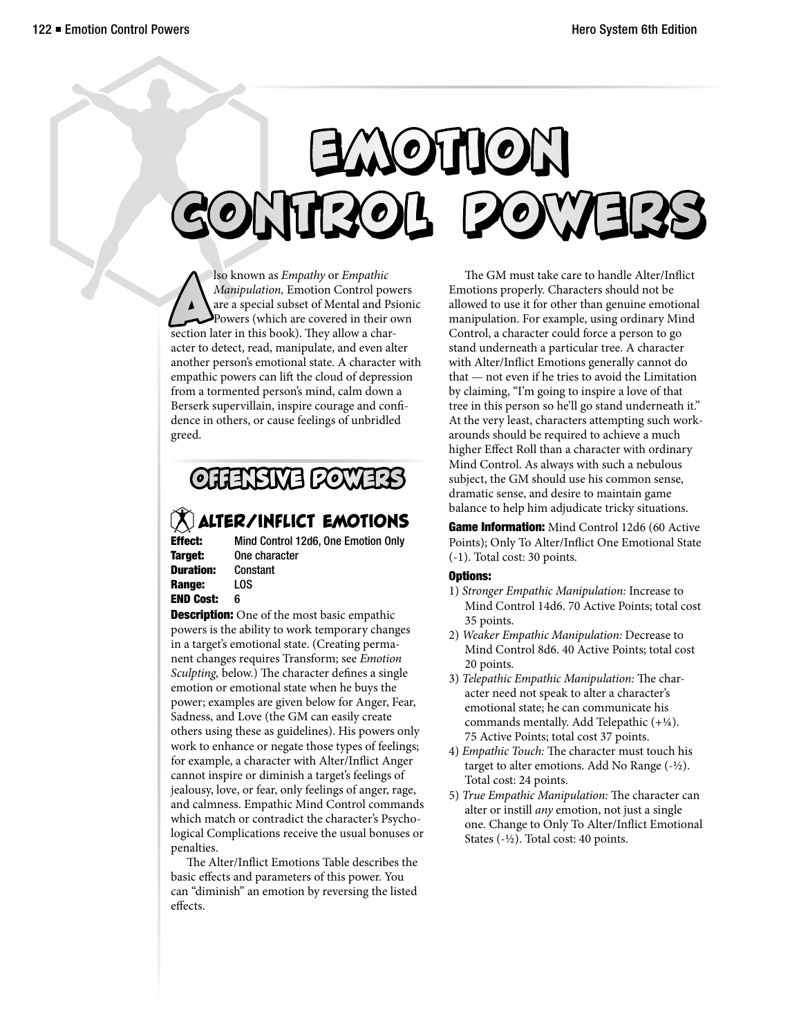# EMOTION CONTROL POWERS

Also known as *Empathy* or *Empathic Manipulation,* Emotion Control powers are a special subset of Mental and Psionic Powers (which are covered in their own section later in this book). They allow a character to detect, read, manipulate, and even alter another person's emotional state. A character with empathic powers can lift the cloud of depression from a tormented person's mind, calm down a Berserk supervillain, inspire courage and confidence in others, or cause feelings of unbridled greed.

## OFFENSIVE POWERS

### ALTER/INFLICT EMOTIONS

**Effect:** Mind Control 12d6, One Emotion Only
**Target:** One character
**Duration:** Constant
**Range:** LOS
**END Cost:** 6

**Description:** One of the most basic empathic powers is the ability to work temporary changes in a target's emotional state. (Creating permanent changes requires Transform; see *Emotion Sculpting,* below.) The character defines a single emotion or emotional state when he buys the power; examples are given below for Anger, Fear, Sadness, and Love (the GM can easily create others using these as guidelines). His powers only work to enhance or negate those types of feelings; for example, a character with Alter/Inflict Anger cannot inspire or diminish a target's feelings of jealousy, love, or fear, only feelings of anger, rage, and calmness. Empathic Mind Control commands which match or contradict the character's Psychological Complications receive the usual bonuses or penalties.

The Alter/Inflict Emotions Table describes the basic effects and parameters of this power. You can "diminish" an emotion by reversing the listed effects.

The GM must take care to handle Alter/Inflict Emotions properly. Characters should not be allowed to use it for other than genuine emotional manipulation. For example, using ordinary Mind Control, a character could force a person to go stand underneath a particular tree. A character with Alter/Inflict Emotions generally cannot do that — not even if he tries to avoid the Limitation by claiming, "I'm going to inspire a love of that tree in this person so he'll go stand underneath it." At the very least, characters attempting such workarounds should be required to achieve a much higher Effect Roll than a character with ordinary Mind Control. As always with such a nebulous subject, the GM should use his common sense, dramatic sense, and desire to maintain game balance to help him adjudicate tricky situations.

**Game Information:** Mind Control 12d6 (60 Active Points); Only To Alter/Inflict One Emotional State (-1). Total cost: 30 points.

**Options:**

1) *Stronger Empathic Manipulation:* Increase to Mind Control 14d6. 70 Active Points; total cost 35 points.
2) *Weaker Empathic Manipulation:* Decrease to Mind Control 8d6. 40 Active Points; total cost 20 points.
3) *Telepathic Empathic Manipulation:* The character need not speak to alter a character's emotional state; he can communicate his commands mentally. Add Telepathic (+¼). 75 Active Points; total cost 37 points.
4) *Empathic Touch:* The character must touch his target to alter emotions. Add No Range (-½). Total cost: 24 points.
5) *True Empathic Manipulation:* The character can alter or instill *any* emotion, not just a single one. Change to Only To Alter/Inflict Emotional States (-½). Total cost: 40 points.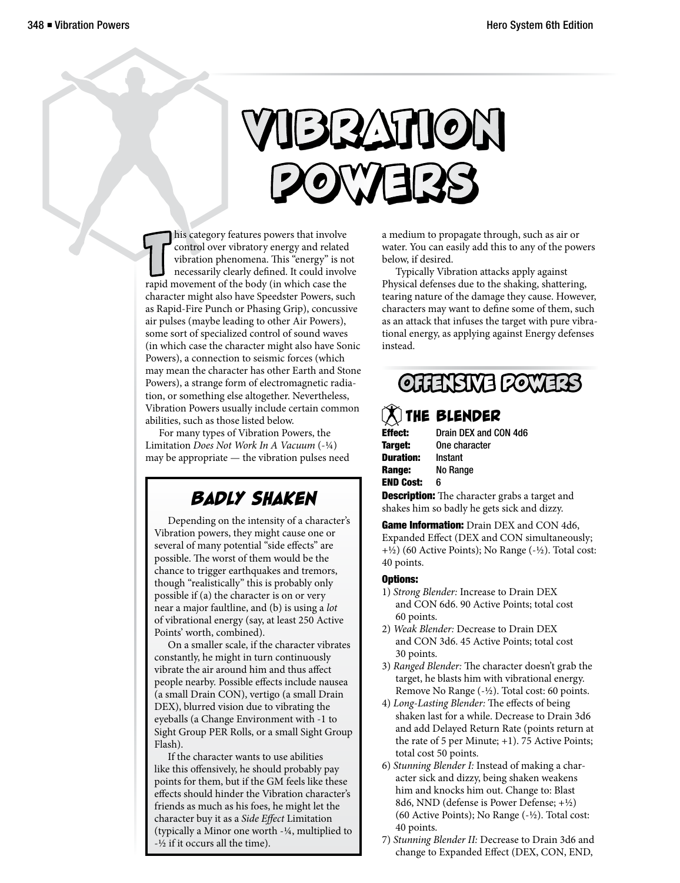# VIBRATION POWERS

This category features powers that involve control over vibratory energy and related vibration phenomena. This "energy" is not necessarily clearly defined. It could involve rapid movement of the body (in which case the character might also have Speedster Powers, such as Rapid-Fire Punch or Phasing Grip), concussive air pulses (maybe leading to other Air Powers), some sort of specialized control of sound waves (in which case the character might also have Sonic Powers), a connection to seismic forces (which may mean the character has other Earth and Stone Powers), a strange form of electromagnetic radiation, or something else altogether. Nevertheless, Vibration Powers usually include certain common abilities, such as those listed below.

For many types of Vibration Powers, the Limitation *Does Not Work In A Vacuum* (-¼) may be appropriate — the vibration pulses need a medium to propagate through, such as air or water. You can easily add this to any of the powers below, if desired.

Typically Vibration attacks apply against Physical defenses due to the shaking, shattering, tearing nature of the damage they cause. However, characters may want to define some of them, such as an attack that infuses the target with pure vibrational energy, as applying against Energy defenses instead.

### BADLY SHAKEN

Depending on the intensity of a character's Vibration powers, they might cause one or several of many potential "side effects" are possible. The worst of them would be the chance to trigger earthquakes and tremors, though "realistically" this is probably only possible if (a) the character is on or very near a major faultline, and (b) is using a *lot* of vibrational energy (say, at least 250 Active Points' worth, combined).

On a smaller scale, if the character vibrates constantly, he might in turn continuously vibrate the air around him and thus affect people nearby. Possible effects include nausea (a small Drain CON), vertigo (a small Drain DEX), blurred vision due to vibrating the eyeballs (a Change Environment with -1 to Sight Group PER Rolls, or a small Sight Group Flash).

If the character wants to use abilities like this offensively, he should probably pay points for them, but if the GM feels like these effects should hinder the Vibration character's friends as much as his foes, he might let the character buy it as a *Side Effect* Limitation (typically a Minor one worth -¼, multiplied to -½ if it occurs all the time).

## OFFENSIVE POWERS

### THE BLENDER

**Effect:** Drain DEX and CON 4d6
**Target:** One character
**Duration:** Instant
**Range:** No Range
**END Cost:** 6

**Description:** The character grabs a target and shakes him so badly he gets sick and dizzy.

**Game Information:** Drain DEX and CON 4d6, Expanded Effect (DEX and CON simultaneously; +½) (60 Active Points); No Range (-½). Total cost: 40 points.

**Options:**

1) *Strong Blender:* Increase to Drain DEX and CON 6d6. 90 Active Points; total cost 60 points.
2) *Weak Blender:* Decrease to Drain DEX and CON 3d6. 45 Active Points; total cost 30 points.
3) *Ranged Blender:* The character doesn't grab the target, he blasts him with vibrational energy. Remove No Range (-½). Total cost: 60 points.
4) *Long-Lasting Blender:* The effects of being shaken last for a while. Decrease to Drain 3d6 and add Delayed Return Rate (points return at the rate of 5 per Minute; +1). 75 Active Points; total cost 50 points.
6) *Stunning Blender I:* Instead of making a character sick and dizzy, being shaken weakens him and knocks him out. Change to: Blast 8d6, NND (defense is Power Defense; +½) (60 Active Points); No Range (-½). Total cost: 40 points.
7) *Stunning Blender II:* Decrease to Drain 3d6 and change to Expanded Effect (DEX, CON, END,